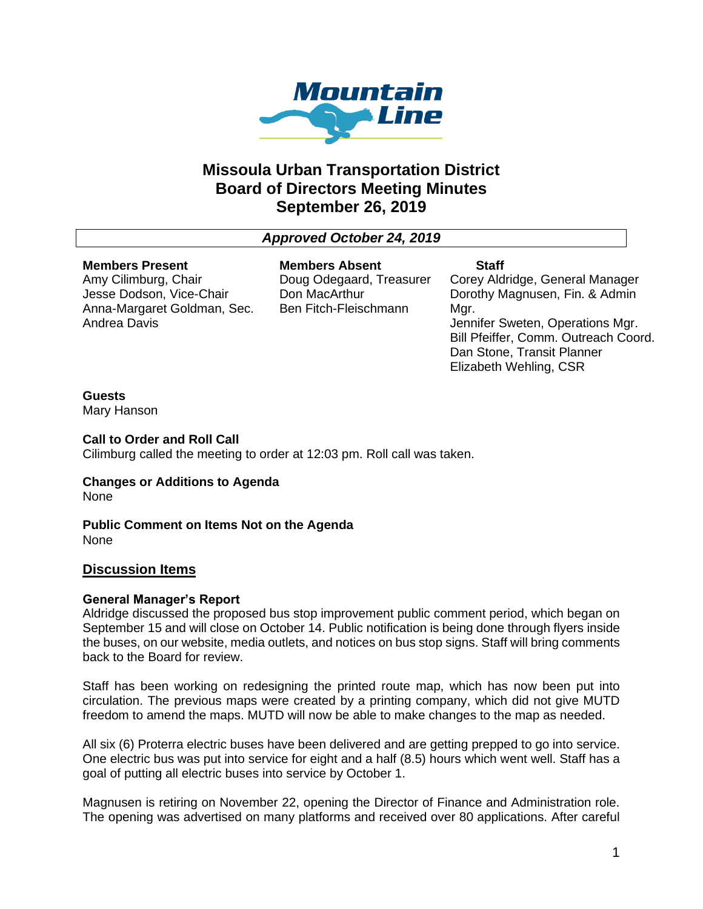# Missoula Urban Transportation District
# Board of Directors Meeting Minutes
# September 26, 2019

***Approved October 24, 2019***

| Members Present | Members Absent | Staff |
|---|---|---|
| Amy Cilimburg, Chair | Doug Odegaard, Treasurer | Corey Aldridge, General Manager |
| Jesse Dodson, Vice-Chair | Don MacArthur | Dorothy Magnusen, Fin. & Admin Mgr. |
| Anna-Margaret Goldman, Sec. | Ben Fitch-Fleischmann | Jennifer Sweten, Operations Mgr. |
| Andrea Davis | | Bill Pfeiffer, Comm. Outreach Coord. |
| | | Dan Stone, Transit Planner |
| | | Elizabeth Wehling, CSR |

**Guests**
Mary Hanson

**Call to Order and Roll Call**
Cilimburg called the meeting to order at 12:03 pm. Roll call was taken.

**Changes or Additions to Agenda**
None

**Public Comment on Items Not on the Agenda**
None

## Discussion Items

### General Manager's Report

Aldridge discussed the proposed bus stop improvement public comment period, which began on September 15 and will close on October 14. Public notification is being done through flyers inside the buses, on our website, media outlets, and notices on bus stop signs. Staff will bring comments back to the Board for review.

Staff has been working on redesigning the printed route map, which has now been put into circulation. The previous maps were created by a printing company, which did not give MUTD freedom to amend the maps. MUTD will now be able to make changes to the map as needed.

All six (6) Proterra electric buses have been delivered and are getting prepped to go into service. One electric bus was put into service for eight and a half (8.5) hours which went well. Staff has a goal of putting all electric buses into service by October 1.

Magnusen is retiring on November 22, opening the Director of Finance and Administration role. The opening was advertised on many platforms and received over 80 applications. After careful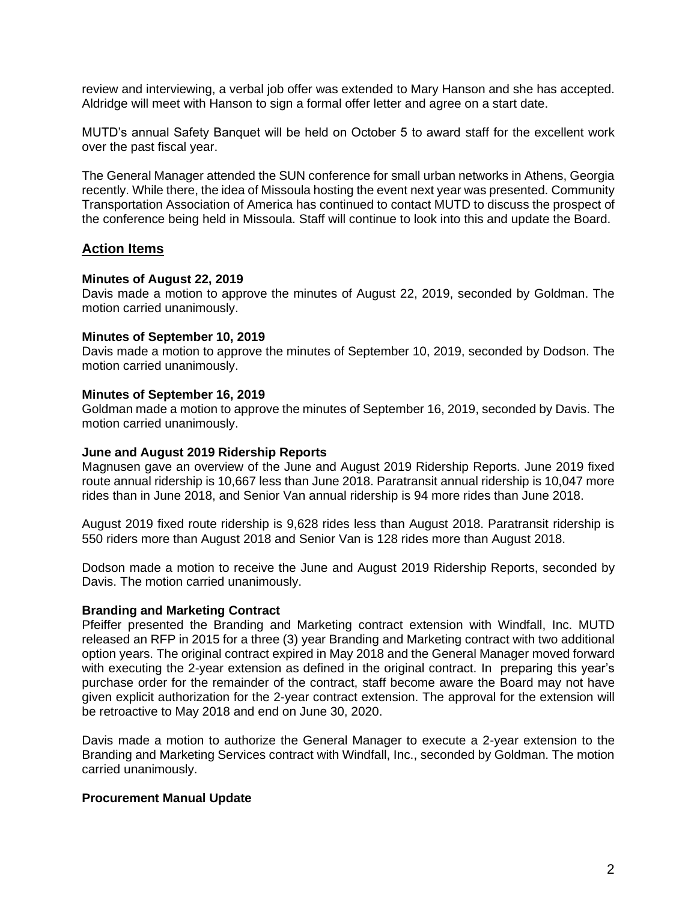review and interviewing, a verbal job offer was extended to Mary Hanson and she has accepted. Aldridge will meet with Hanson to sign a formal offer letter and agree on a start date.

MUTD's annual Safety Banquet will be held on October 5 to award staff for the excellent work over the past fiscal year.

The General Manager attended the SUN conference for small urban networks in Athens, Georgia recently. While there, the idea of Missoula hosting the event next year was presented. Community Transportation Association of America has continued to contact MUTD to discuss the prospect of the conference being held in Missoula. Staff will continue to look into this and update the Board.

## Action Items

**Minutes of August 22, 2019**
Davis made a motion to approve the minutes of August 22, 2019, seconded by Goldman. The motion carried unanimously.

**Minutes of September 10, 2019**
Davis made a motion to approve the minutes of September 10, 2019, seconded by Dodson. The motion carried unanimously.

**Minutes of September 16, 2019**
Goldman made a motion to approve the minutes of September 16, 2019, seconded by Davis. The motion carried unanimously.

**June and August 2019 Ridership Reports**
Magnusen gave an overview of the June and August 2019 Ridership Reports. June 2019 fixed route annual ridership is 10,667 less than June 2018. Paratransit annual ridership is 10,047 more rides than in June 2018, and Senior Van annual ridership is 94 more rides than June 2018.

August 2019 fixed route ridership is 9,628 rides less than August 2018. Paratransit ridership is 550 riders more than August 2018 and Senior Van is 128 rides more than August 2018.

Dodson made a motion to receive the June and August 2019 Ridership Reports, seconded by Davis. The motion carried unanimously.

**Branding and Marketing Contract**
Pfeiffer presented the Branding and Marketing contract extension with Windfall, Inc. MUTD released an RFP in 2015 for a three (3) year Branding and Marketing contract with two additional option years. The original contract expired in May 2018 and the General Manager moved forward with executing the 2-year extension as defined in the original contract. In preparing this year's purchase order for the remainder of the contract, staff become aware the Board may not have given explicit authorization for the 2-year contract extension. The approval for the extension will be retroactive to May 2018 and end on June 30, 2020.

Davis made a motion to authorize the General Manager to execute a 2-year extension to the Branding and Marketing Services contract with Windfall, Inc., seconded by Goldman. The motion carried unanimously.

**Procurement Manual Update**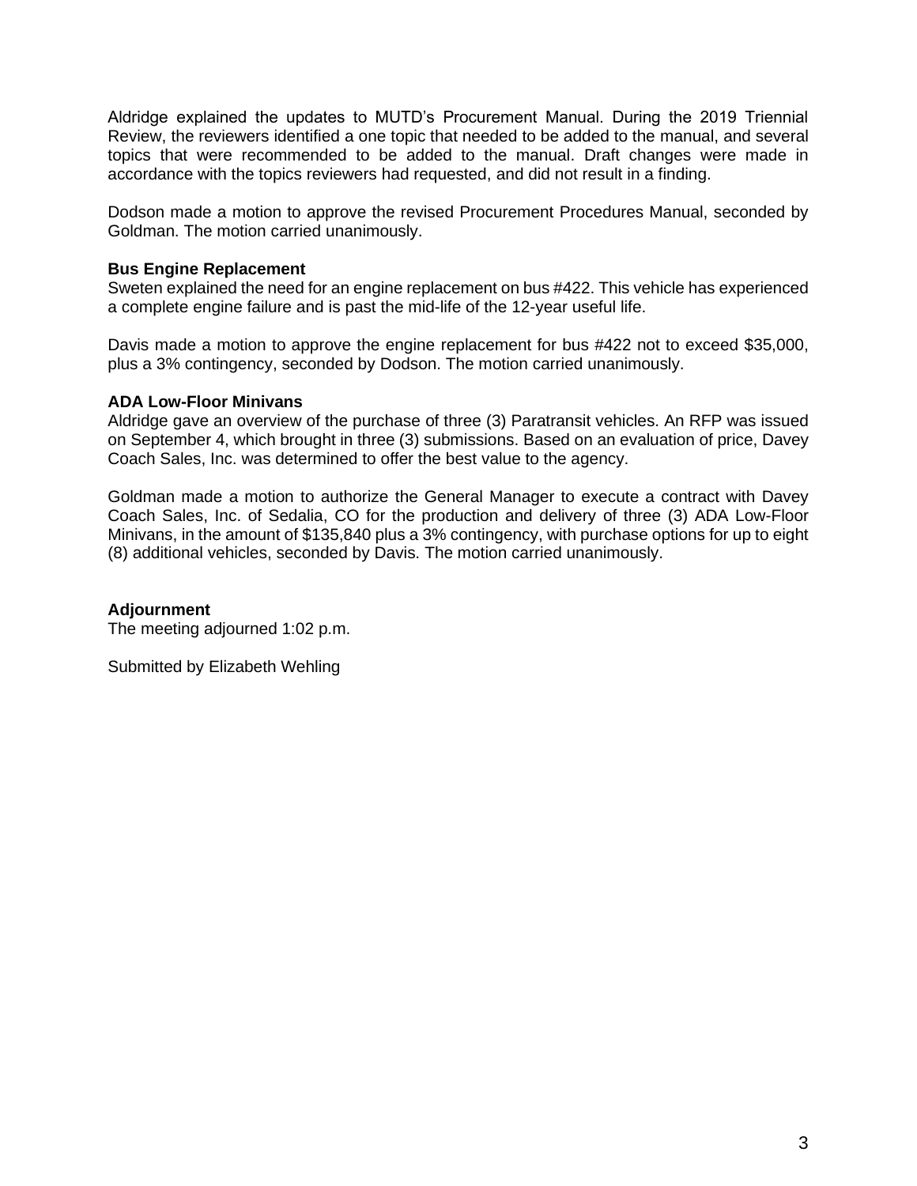Aldridge explained the updates to MUTD's Procurement Manual. During the 2019 Triennial Review, the reviewers identified a one topic that needed to be added to the manual, and several topics that were recommended to be added to the manual. Draft changes were made in accordance with the topics reviewers had requested, and did not result in a finding.

Dodson made a motion to approve the revised Procurement Procedures Manual, seconded by Goldman. The motion carried unanimously.

**Bus Engine Replacement**
Sweten explained the need for an engine replacement on bus #422. This vehicle has experienced a complete engine failure and is past the mid-life of the 12-year useful life.

Davis made a motion to approve the engine replacement for bus #422 not to exceed $35,000, plus a 3% contingency, seconded by Dodson. The motion carried unanimously.

**ADA Low-Floor Minivans**
Aldridge gave an overview of the purchase of three (3) Paratransit vehicles. An RFP was issued on September 4, which brought in three (3) submissions. Based on an evaluation of price, Davey Coach Sales, Inc. was determined to offer the best value to the agency.

Goldman made a motion to authorize the General Manager to execute a contract with Davey Coach Sales, Inc. of Sedalia, CO for the production and delivery of three (3) ADA Low-Floor Minivans, in the amount of $135,840 plus a 3% contingency, with purchase options for up to eight (8) additional vehicles, seconded by Davis. The motion carried unanimously.

**Adjournment**
The meeting adjourned 1:02 p.m.

Submitted by Elizabeth Wehling